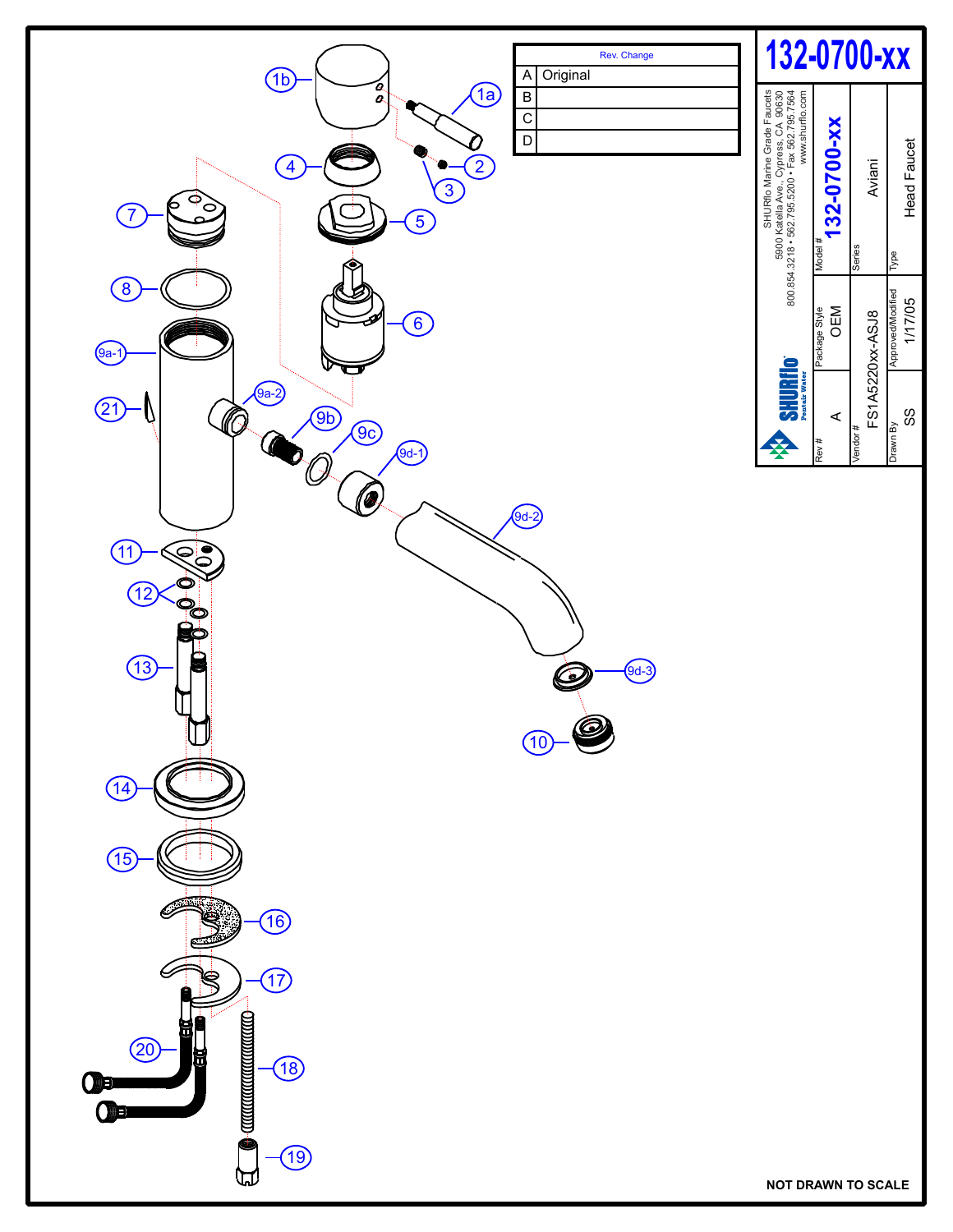# 132-0700-xx

| Rev. | Change |
|---|---|
| A | Original |
| B | |
| C | |
| D | |

SHURflo Marine Grade Faucets
5900 Katella Ave., Cypress, CA 90630
800.854.3218 • 562.795.5200 • Fax 562.795.7564
www.shurflo.com

SHURflo Pentair Water

| Rev # | Package Style | Model # |
|---|---|---|
| A | OEM | 132-0700-xx |

| Vendor # | Series |
|---|---|
| FS1A5220xx-ASJ8 | Aviani |

| Drawn By | Approved/Modified | Type |
|---|---|---|
| SS | 1/17/05 | Head Faucet |

1a, 1b, 2, 3, 4, 5, 6, 7, 8, 9a-1, 9a-2, 9b, 9c, 9d-1, 9d-2, 9d-3, 10, 11, 12, 13, 14, 15, 16, 17, 18, 19, 20, 21

NOT DRAWN TO SCALE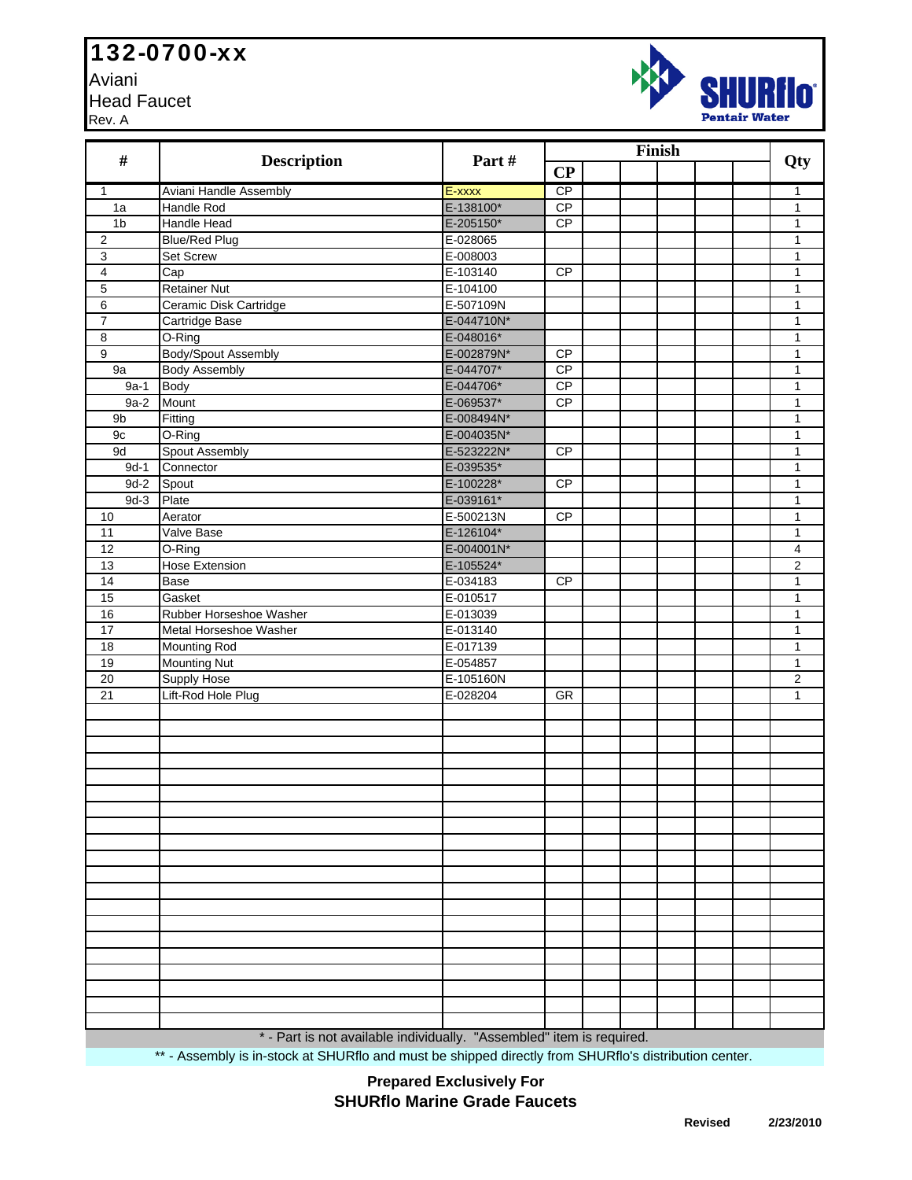# 132-0700-xx

Aviani

Head Faucet

Rev. A

SHURflo Pentair Water

| # | Description | Part # | Finish | | | | | | Qty |
|---|---|---|---|---|---|---|---|---|---|
| | | | CP | | | | | | |
| 1 | Aviani Handle Assembly | E-xxxx | CP | | | | | | 1 |
| 1a | Handle Rod | E-138100* | CP | | | | | | 1 |
| 1b | Handle Head | E-205150* | CP | | | | | | 1 |
| 2 | Blue/Red Plug | E-028065 | | | | | | | 1 |
| 3 | Set Screw | E-008003 | | | | | | | 1 |
| 4 | Cap | E-103140 | CP | | | | | | 1 |
| 5 | Retainer Nut | E-104100 | | | | | | | 1 |
| 6 | Ceramic Disk Cartridge | E-507109N | | | | | | | 1 |
| 7 | Cartridge Base | E-044710N* | | | | | | | 1 |
| 8 | O-Ring | E-048016* | | | | | | | 1 |
| 9 | Body/Spout Assembly | E-002879N* | CP | | | | | | 1 |
| 9a | Body Assembly | E-044707* | CP | | | | | | 1 |
| 9a-1 | Body | E-044706* | CP | | | | | | 1 |
| 9a-2 | Mount | E-069537* | CP | | | | | | 1 |
| 9b | Fitting | E-008494N* | | | | | | | 1 |
| 9c | O-Ring | E-004035N* | | | | | | | 1 |
| 9d | Spout Assembly | E-523222N* | CP | | | | | | 1 |
| 9d-1 | Connector | E-039535* | | | | | | | 1 |
| 9d-2 | Spout | E-100228* | CP | | | | | | 1 |
| 9d-3 | Plate | E-039161* | | | | | | | 1 |
| 10 | Aerator | E-500213N | CP | | | | | | 1 |
| 11 | Valve Base | E-126104* | | | | | | | 1 |
| 12 | O-Ring | E-004001N* | | | | | | | 4 |
| 13 | Hose Extension | E-105524* | | | | | | | 2 |
| 14 | Base | E-034183 | CP | | | | | | 1 |
| 15 | Gasket | E-010517 | | | | | | | 1 |
| 16 | Rubber Horseshoe Washer | E-013039 | | | | | | | 1 |
| 17 | Metal Horseshoe Washer | E-013140 | | | | | | | 1 |
| 18 | Mounting Rod | E-017139 | | | | | | | 1 |
| 19 | Mounting Nut | E-054857 | | | | | | | 1 |
| 20 | Supply Hose | E-105160N | | | | | | | 2 |
| 21 | Lift-Rod Hole Plug | E-028204 | GR | | | | | | 1 |

\* - Part is not available individually. "Assembled" item is required.

\** - Assembly is in-stock at SHURflo and must be shipped directly from SHURflo's distribution center.

**Prepared Exclusively For**
**SHURflo Marine Grade Faucets**

**Revised** **2/23/2010**